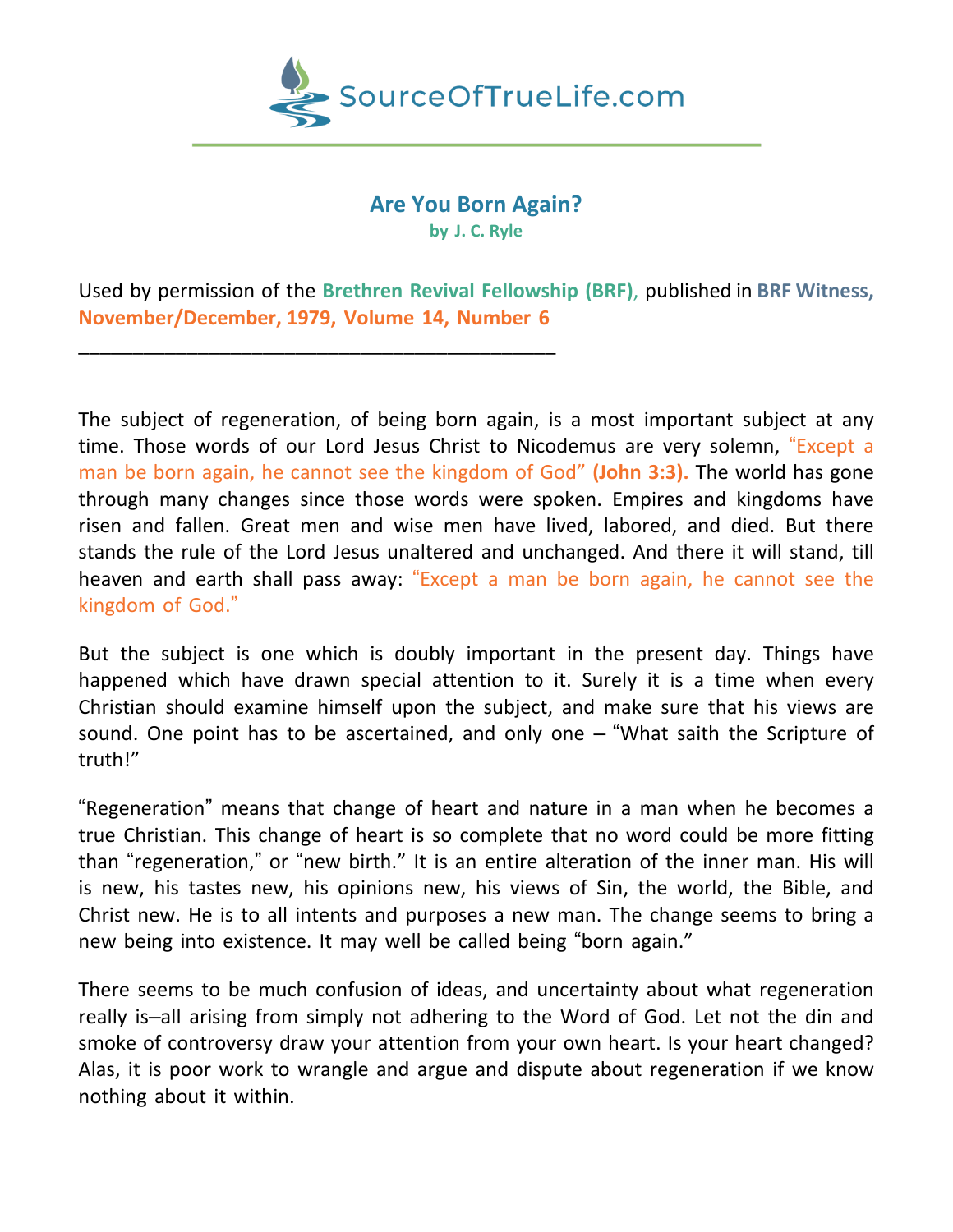SourceOfTrueLife.com

# Are You Born Again?

**by J. C. Ryle**

Used by permission of the **Brethren Revival Fellowship (BRF)**, published in **BRF Witness, November/December, 1979, Volume 14, Number 6**

______________________________________________

The subject of regeneration, of being born again, is a most important subject at any time. Those words of our Lord Jesus Christ to Nicodemus are very solemn, "Except a man be born again, he cannot see the kingdom of God" **(John 3:3).** The world has gone through many changes since those words were spoken. Empires and kingdoms have risen and fallen. Great men and wise men have lived, labored, and died. But there stands the rule of the Lord Jesus unaltered and unchanged. And there it will stand, till heaven and earth shall pass away: "Except a man be born again, he cannot see the kingdom of God."

But the subject is one which is doubly important in the present day. Things have happened which have drawn special attention to it. Surely it is a time when every Christian should examine himself upon the subject, and make sure that his views are sound. One point has to be ascertained, and only one – "What saith the Scripture of truth!"

"Regeneration" means that change of heart and nature in a man when he becomes a true Christian. This change of heart is so complete that no word could be more fitting than "regeneration," or "new birth." It is an entire alteration of the inner man. His will is new, his tastes new, his opinions new, his views of Sin, the world, the Bible, and Christ new. He is to all intents and purposes a new man. The change seems to bring a new being into existence. It may well be called being "born again."

There seems to be much confusion of ideas, and uncertainty about what regeneration really is–all arising from simply not adhering to the Word of God. Let not the din and smoke of controversy draw your attention from your own heart. Is your heart changed? Alas, it is poor work to wrangle and argue and dispute about regeneration if we know nothing about it within.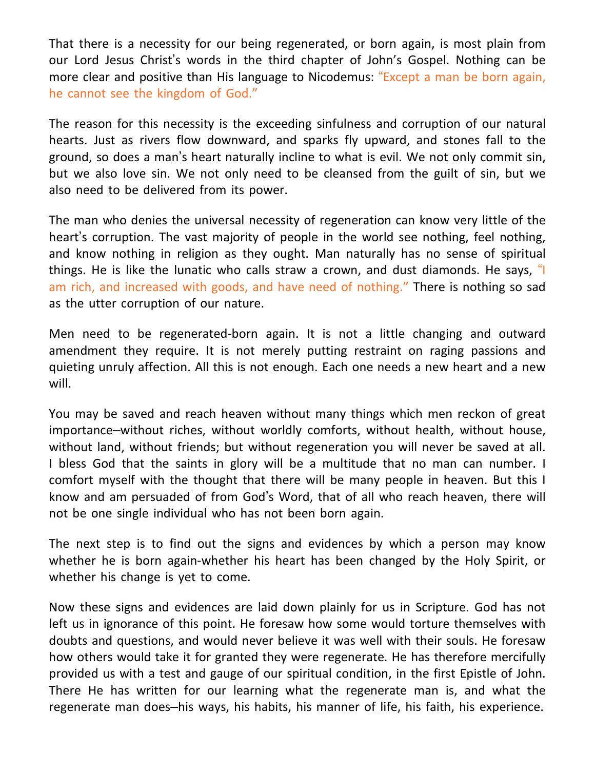That there is a necessity for our being regenerated, or born again, is most plain from our Lord Jesus Christ's words in the third chapter of John's Gospel. Nothing can be more clear and positive than His language to Nicodemus: "Except a man be born again, he cannot see the kingdom of God."

The reason for this necessity is the exceeding sinfulness and corruption of our natural hearts. Just as rivers flow downward, and sparks fly upward, and stones fall to the ground, so does a man's heart naturally incline to what is evil. We not only commit sin, but we also love sin. We not only need to be cleansed from the guilt of sin, but we also need to be delivered from its power.

The man who denies the universal necessity of regeneration can know very little of the heart's corruption. The vast majority of people in the world see nothing, feel nothing, and know nothing in religion as they ought. Man naturally has no sense of spiritual things. He is like the lunatic who calls straw a crown, and dust diamonds. He says, "I am rich, and increased with goods, and have need of nothing." There is nothing so sad as the utter corruption of our nature.

Men need to be regenerated-born again. It is not a little changing and outward amendment they require. It is not merely putting restraint on raging passions and quieting unruly affection. All this is not enough. Each one needs a new heart and a new will.

You may be saved and reach heaven without many things which men reckon of great importance–without riches, without worldly comforts, without health, without house, without land, without friends; but without regeneration you will never be saved at all. I bless God that the saints in glory will be a multitude that no man can number. I comfort myself with the thought that there will be many people in heaven. But this I know and am persuaded of from God's Word, that of all who reach heaven, there will not be one single individual who has not been born again.

The next step is to find out the signs and evidences by which a person may know whether he is born again-whether his heart has been changed by the Holy Spirit, or whether his change is yet to come.

Now these signs and evidences are laid down plainly for us in Scripture. God has not left us in ignorance of this point. He foresaw how some would torture themselves with doubts and questions, and would never believe it was well with their souls. He foresaw how others would take it for granted they were regenerate. He has therefore mercifully provided us with a test and gauge of our spiritual condition, in the first Epistle of John. There He has written for our learning what the regenerate man is, and what the regenerate man does–his ways, his habits, his manner of life, his faith, his experience.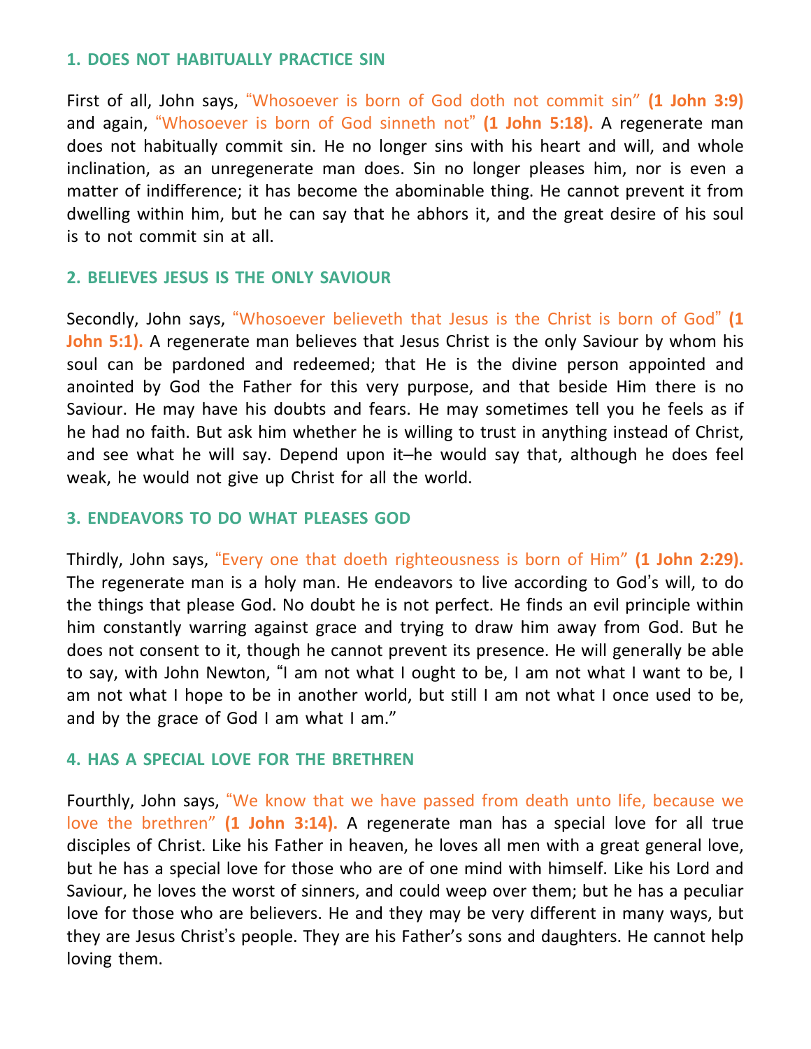### 1. DOES NOT HABITUALLY PRACTICE SIN

First of all, John says, "Whosoever is born of God doth not commit sin" **(1 John 3:9)** and again, "Whosoever is born of God sinneth not" **(1 John 5:18).** A regenerate man does not habitually commit sin. He no longer sins with his heart and will, and whole inclination, as an unregenerate man does. Sin no longer pleases him, nor is even a matter of indifference; it has become the abominable thing. He cannot prevent it from dwelling within him, but he can say that he abhors it, and the great desire of his soul is to not commit sin at all.

### 2. BELIEVES JESUS IS THE ONLY SAVIOUR

Secondly, John says, "Whosoever believeth that Jesus is the Christ is born of God" **(1 John 5:1).** A regenerate man believes that Jesus Christ is the only Saviour by whom his soul can be pardoned and redeemed; that He is the divine person appointed and anointed by God the Father for this very purpose, and that beside Him there is no Saviour. He may have his doubts and fears. He may sometimes tell you he feels as if he had no faith. But ask him whether he is willing to trust in anything instead of Christ, and see what he will say. Depend upon it–he would say that, although he does feel weak, he would not give up Christ for all the world.

### 3. ENDEAVORS TO DO WHAT PLEASES GOD

Thirdly, John says, "Every one that doeth righteousness is born of Him" **(1 John 2:29).** The regenerate man is a holy man. He endeavors to live according to God's will, to do the things that please God. No doubt he is not perfect. He finds an evil principle within him constantly warring against grace and trying to draw him away from God. But he does not consent to it, though he cannot prevent its presence. He will generally be able to say, with John Newton, "I am not what I ought to be, I am not what I want to be, I am not what I hope to be in another world, but still I am not what I once used to be, and by the grace of God I am what I am."

### 4. HAS A SPECIAL LOVE FOR THE BRETHREN

Fourthly, John says, "We know that we have passed from death unto life, because we love the brethren" **(1 John 3:14).** A regenerate man has a special love for all true disciples of Christ. Like his Father in heaven, he loves all men with a great general love, but he has a special love for those who are of one mind with himself. Like his Lord and Saviour, he loves the worst of sinners, and could weep over them; but he has a peculiar love for those who are believers. He and they may be very different in many ways, but they are Jesus Christ's people. They are his Father's sons and daughters. He cannot help loving them.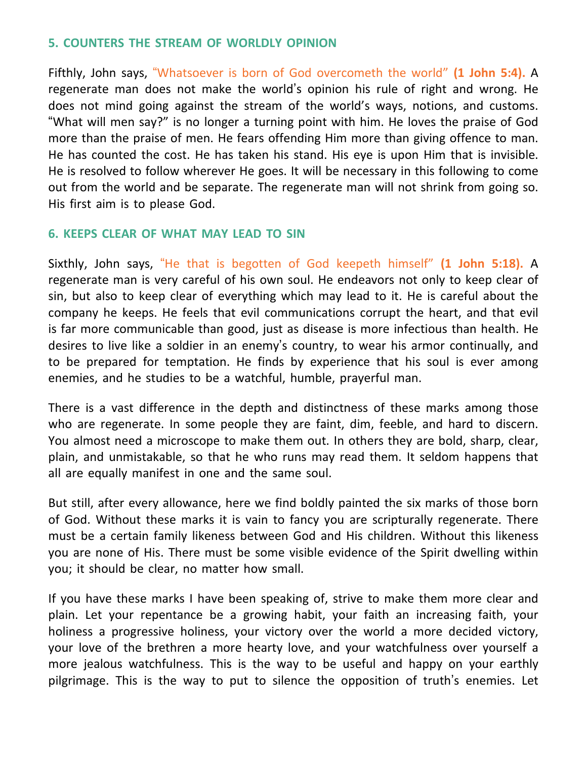### 5. COUNTERS THE STREAM OF WORLDLY OPINION

Fifthly, John says, "Whatsoever is born of God overcometh the world" **(1 John 5:4).** A regenerate man does not make the world's opinion his rule of right and wrong. He does not mind going against the stream of the world's ways, notions, and customs. "What will men say?" is no longer a turning point with him. He loves the praise of God more than the praise of men. He fears offending Him more than giving offence to man. He has counted the cost. He has taken his stand. His eye is upon Him that is invisible. He is resolved to follow wherever He goes. It will be necessary in this following to come out from the world and be separate. The regenerate man will not shrink from going so. His first aim is to please God.

### 6. KEEPS CLEAR OF WHAT MAY LEAD TO SIN

Sixthly, John says, "He that is begotten of God keepeth himself" **(1 John 5:18).** A regenerate man is very careful of his own soul. He endeavors not only to keep clear of sin, but also to keep clear of everything which may lead to it. He is careful about the company he keeps. He feels that evil communications corrupt the heart, and that evil is far more communicable than good, just as disease is more infectious than health. He desires to live like a soldier in an enemy's country, to wear his armor continually, and to be prepared for temptation. He finds by experience that his soul is ever among enemies, and he studies to be a watchful, humble, prayerful man.

There is a vast difference in the depth and distinctness of these marks among those who are regenerate. In some people they are faint, dim, feeble, and hard to discern. You almost need a microscope to make them out. In others they are bold, sharp, clear, plain, and unmistakable, so that he who runs may read them. It seldom happens that all are equally manifest in one and the same soul.

But still, after every allowance, here we find boldly painted the six marks of those born of God. Without these marks it is vain to fancy you are scripturally regenerate. There must be a certain family likeness between God and His children. Without this likeness you are none of His. There must be some visible evidence of the Spirit dwelling within you; it should be clear, no matter how small.

If you have these marks I have been speaking of, strive to make them more clear and plain. Let your repentance be a growing habit, your faith an increasing faith, your holiness a progressive holiness, your victory over the world a more decided victory, your love of the brethren a more hearty love, and your watchfulness over yourself a more jealous watchfulness. This is the way to be useful and happy on your earthly pilgrimage. This is the way to put to silence the opposition of truth's enemies. Let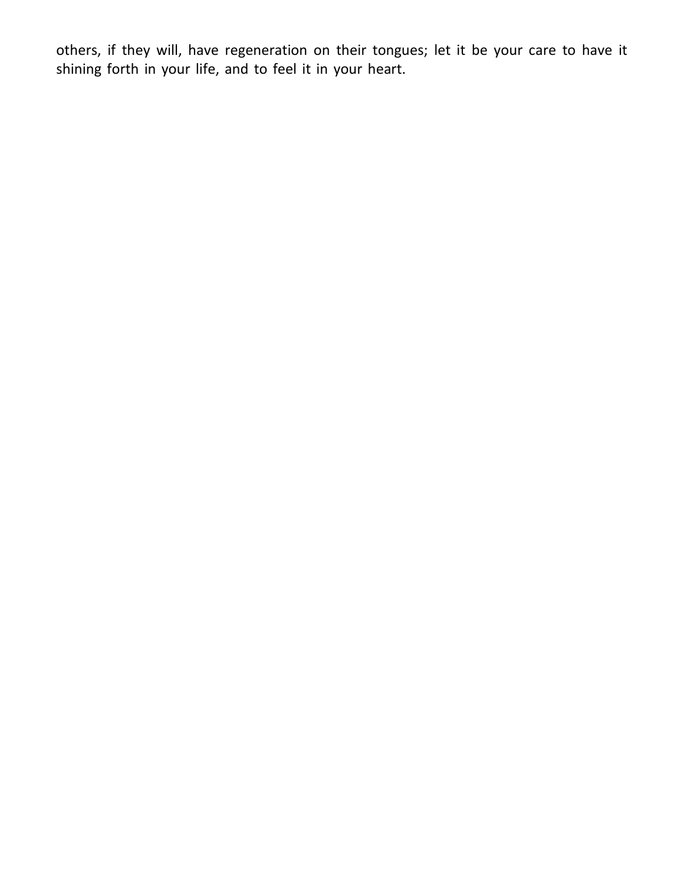others, if they will, have regeneration on their tongues; let it be your care to have it shining forth in your life, and to feel it in your heart.